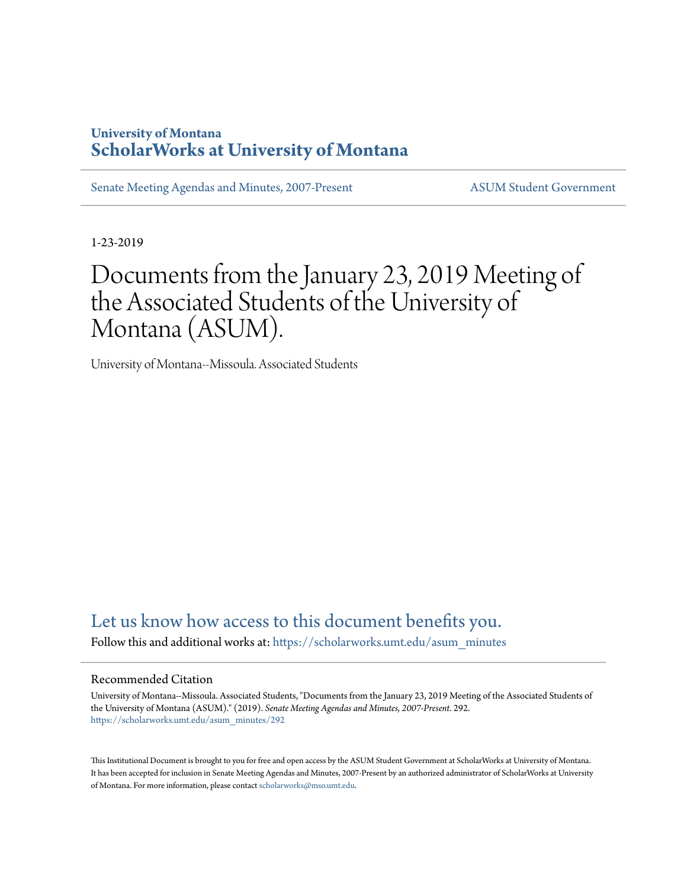University of Montana
# ScholarWorks at University of Montana

Senate Meeting Agendas and Minutes, 2007-Present

ASUM Student Government

1-23-2019

# Documents from the January 23, 2019 Meeting of the Associated Students of the University of Montana (ASUM).

University of Montana--Missoula. Associated Students

Let us know how access to this document benefits you.

Follow this and additional works at: https://scholarworks.umt.edu/asum_minutes

## Recommended Citation

University of Montana--Missoula. Associated Students, "Documents from the January 23, 2019 Meeting of the Associated Students of the University of Montana (ASUM)." (2019). *Senate Meeting Agendas and Minutes, 2007-Present*. 292.
https://scholarworks.umt.edu/asum_minutes/292

This Institutional Document is brought to you for free and open access by the ASUM Student Government at ScholarWorks at University of Montana. It has been accepted for inclusion in Senate Meeting Agendas and Minutes, 2007-Present by an authorized administrator of ScholarWorks at University of Montana. For more information, please contact scholarworks@mso.umt.edu.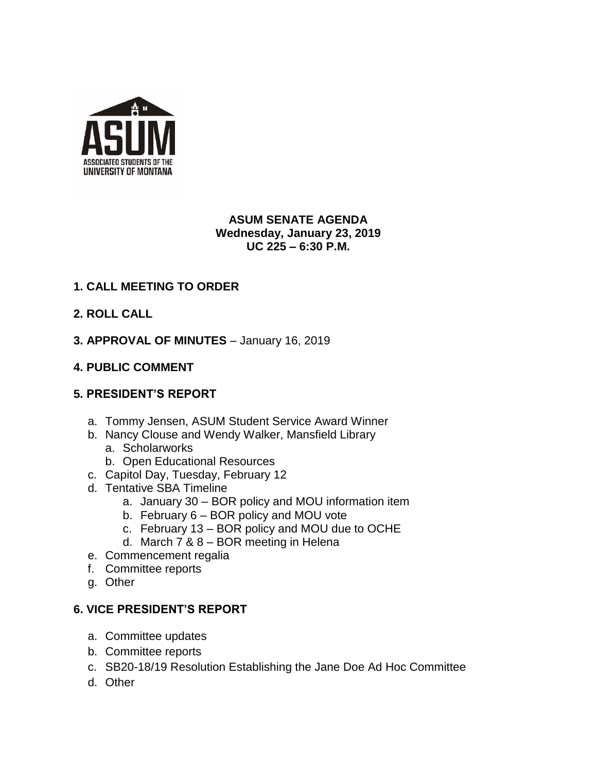ASSOCIATED STUDENTS OF THE UNIVERSITY OF MONTANA

# ASUM SENATE AGENDA
**Wednesday, January 23, 2019**
**UC 225 – 6:30 P.M.**

## 1. CALL MEETING TO ORDER

## 2. ROLL CALL

## 3. APPROVAL OF MINUTES – January 16, 2019

## 4. PUBLIC COMMENT

## 5. PRESIDENT'S REPORT

a. Tommy Jensen, ASUM Student Service Award Winner
b. Nancy Clouse and Wendy Walker, Mansfield Library
   a. Scholarworks
   b. Open Educational Resources
c. Capitol Day, Tuesday, February 12
d. Tentative SBA Timeline
   a. January 30 – BOR policy and MOU information item
   b. February 6 – BOR policy and MOU vote
   c. February 13 – BOR policy and MOU due to OCHE
   d. March 7 & 8 – BOR meeting in Helena
e. Commencement regalia
f. Committee reports
g. Other

## 6. VICE PRESIDENT'S REPORT

a. Committee updates
b. Committee reports
c. SB20-18/19 Resolution Establishing the Jane Doe Ad Hoc Committee
d. Other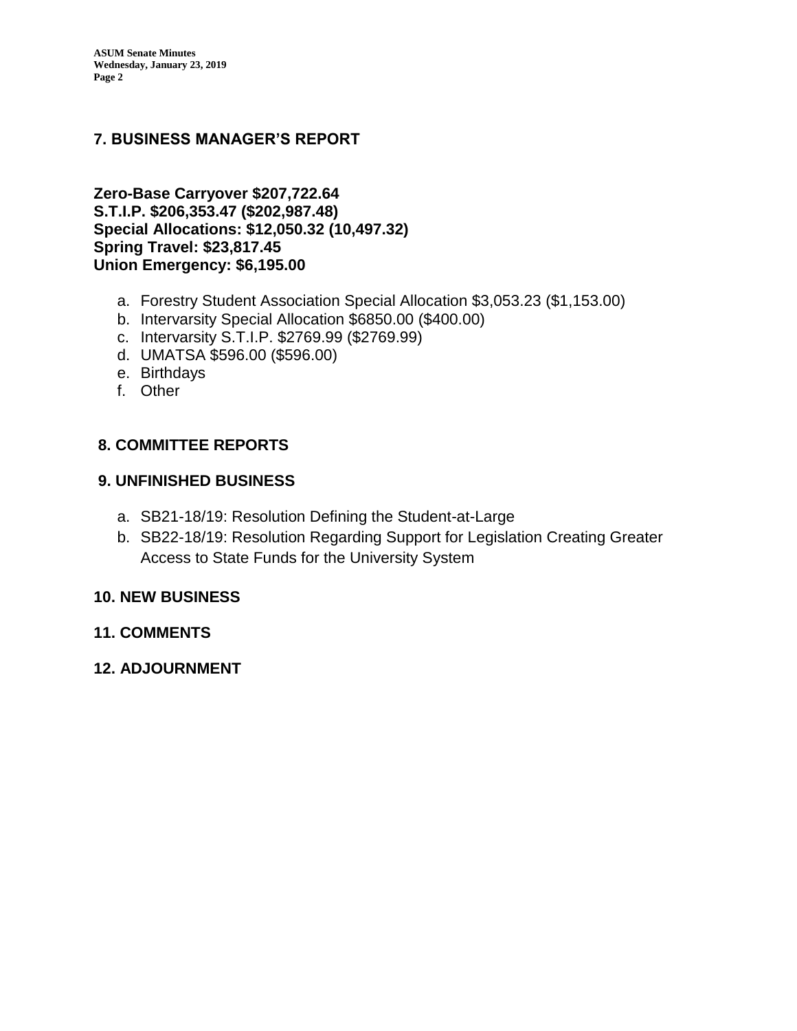## 7. BUSINESS MANAGER'S REPORT

**Zero-Base Carryover $207,722.64**
**S.T.I.P. $206,353.47 ($202,987.48)**
**Special Allocations: $12,050.32 (10,497.32)**
**Spring Travel: $23,817.45**
**Union Emergency: $6,195.00**

a. Forestry Student Association Special Allocation $3,053.23 ($1,153.00)
b. Intervarsity Special Allocation $6850.00 ($400.00)
c. Intervarsity S.T.I.P. $2769.99 ($2769.99)
d. UMATSA $596.00 ($596.00)
e. Birthdays
f. Other

## 8. COMMITTEE REPORTS

## 9. UNFINISHED BUSINESS

a. SB21-18/19: Resolution Defining the Student-at-Large
b. SB22-18/19: Resolution Regarding Support for Legislation Creating Greater Access to State Funds for the University System

## 10. NEW BUSINESS

## 11. COMMENTS

## 12. ADJOURNMENT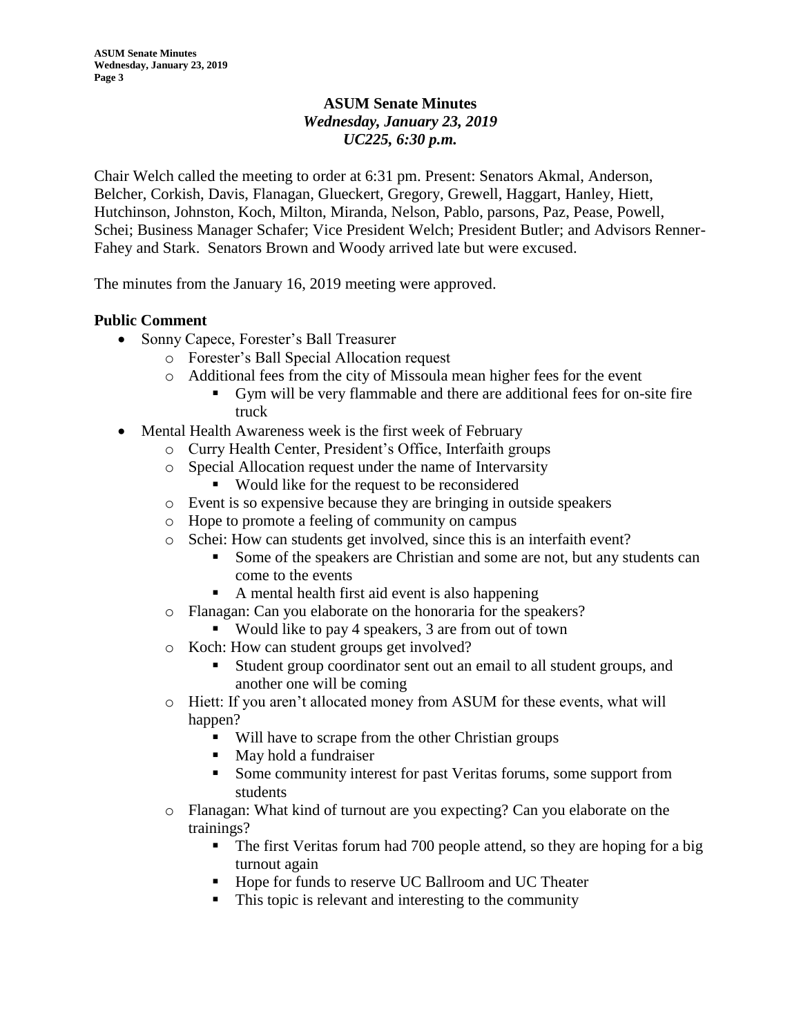## ASUM Senate Minutes
*Wednesday, January 23, 2019*
*UC225, 6:30 p.m.*

Chair Welch called the meeting to order at 6:31 pm. Present: Senators Akmal, Anderson, Belcher, Corkish, Davis, Flanagan, Glueckert, Gregory, Grewell, Haggart, Hanley, Hiett, Hutchinson, Johnston, Koch, Milton, Miranda, Nelson, Pablo, parsons, Paz, Pease, Powell, Schei; Business Manager Schafer; Vice President Welch; President Butler; and Advisors Renner-Fahey and Stark. Senators Brown and Woody arrived late but were excused.

The minutes from the January 16, 2019 meeting were approved.

**Public Comment**

- Sonny Capece, Forester's Ball Treasurer
  - Forester's Ball Special Allocation request
  - Additional fees from the city of Missoula mean higher fees for the event
    - Gym will be very flammable and there are additional fees for on-site fire truck
- Mental Health Awareness week is the first week of February
  - Curry Health Center, President's Office, Interfaith groups
  - Special Allocation request under the name of Intervarsity
    - Would like for the request to be reconsidered
  - Event is so expensive because they are bringing in outside speakers
  - Hope to promote a feeling of community on campus
  - Schei: How can students get involved, since this is an interfaith event?
    - Some of the speakers are Christian and some are not, but any students can come to the events
    - A mental health first aid event is also happening
  - Flanagan: Can you elaborate on the honoraria for the speakers?
    - Would like to pay 4 speakers, 3 are from out of town
  - Koch: How can student groups get involved?
    - Student group coordinator sent out an email to all student groups, and another one will be coming
  - Hiett: If you aren't allocated money from ASUM for these events, what will happen?
    - Will have to scrape from the other Christian groups
    - May hold a fundraiser
    - Some community interest for past Veritas forums, some support from students
  - Flanagan: What kind of turnout are you expecting? Can you elaborate on the trainings?
    - The first Veritas forum had 700 people attend, so they are hoping for a big turnout again
    - Hope for funds to reserve UC Ballroom and UC Theater
    - This topic is relevant and interesting to the community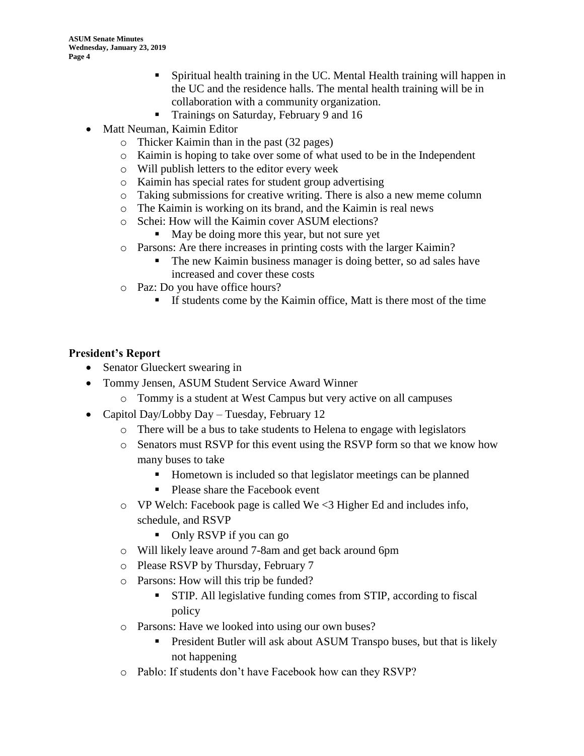- Spiritual health training in the UC. Mental Health training will happen in the UC and the residence halls. The mental health training will be in collaboration with a community organization.
        - Trainings on Saturday, February 9 and 16
- Matt Neuman, Kaimin Editor
    - Thicker Kaimin than in the past (32 pages)
    - Kaimin is hoping to take over some of what used to be in the Independent
    - Will publish letters to the editor every week
    - Kaimin has special rates for student group advertising
    - Taking submissions for creative writing. There is also a new meme column
    - The Kaimin is working on its brand, and the Kaimin is real news
    - Schei: How will the Kaimin cover ASUM elections?
        - May be doing more this year, but not sure yet
    - Parsons: Are there increases in printing costs with the larger Kaimin?
        - The new Kaimin business manager is doing better, so ad sales have increased and cover these costs
    - Paz: Do you have office hours?
        - If students come by the Kaimin office, Matt is there most of the time

**President's Report**

- Senator Glueckert swearing in
- Tommy Jensen, ASUM Student Service Award Winner
    - Tommy is a student at West Campus but very active on all campuses
- Capitol Day/Lobby Day – Tuesday, February 12
    - There will be a bus to take students to Helena to engage with legislators
    - Senators must RSVP for this event using the RSVP form so that we know how many buses to take
        - Hometown is included so that legislator meetings can be planned
        - Please share the Facebook event
    - VP Welch: Facebook page is called We <3 Higher Ed and includes info, schedule, and RSVP
        - Only RSVP if you can go
    - Will likely leave around 7-8am and get back around 6pm
    - Please RSVP by Thursday, February 7
    - Parsons: How will this trip be funded?
        - STIP. All legislative funding comes from STIP, according to fiscal policy
    - Parsons: Have we looked into using our own buses?
        - President Butler will ask about ASUM Transpo buses, but that is likely not happening
    - Pablo: If students don't have Facebook how can they RSVP?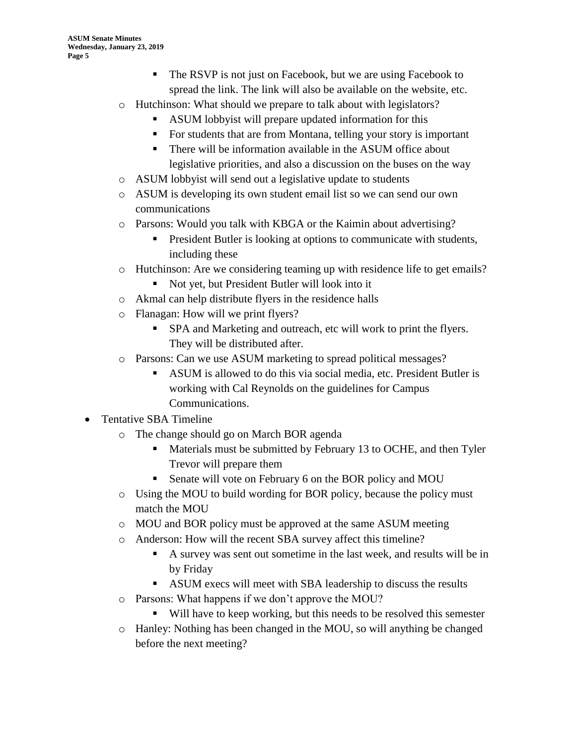- The RSVP is not just on Facebook, but we are using Facebook to spread the link. The link will also be available on the website, etc.
    - Hutchinson: What should we prepare to talk about with legislators?
        - ASUM lobbyist will prepare updated information for this
        - For students that are from Montana, telling your story is important
        - There will be information available in the ASUM office about legislative priorities, and also a discussion on the buses on the way
    - ASUM lobbyist will send out a legislative update to students
    - ASUM is developing its own student email list so we can send our own communications
    - Parsons: Would you talk with KBGA or the Kaimin about advertising?
        - President Butler is looking at options to communicate with students, including these
    - Hutchinson: Are we considering teaming up with residence life to get emails?
        - Not yet, but President Butler will look into it
    - Akmal can help distribute flyers in the residence halls
    - Flanagan: How will we print flyers?
        - SPA and Marketing and outreach, etc will work to print the flyers. They will be distributed after.
    - Parsons: Can we use ASUM marketing to spread political messages?
        - ASUM is allowed to do this via social media, etc. President Butler is working with Cal Reynolds on the guidelines for Campus Communications.
- Tentative SBA Timeline
    - The change should go on March BOR agenda
        - Materials must be submitted by February 13 to OCHE, and then Tyler Trevor will prepare them
        - Senate will vote on February 6 on the BOR policy and MOU
    - Using the MOU to build wording for BOR policy, because the policy must match the MOU
    - MOU and BOR policy must be approved at the same ASUM meeting
    - Anderson: How will the recent SBA survey affect this timeline?
        - A survey was sent out sometime in the last week, and results will be in by Friday
        - ASUM execs will meet with SBA leadership to discuss the results
    - Parsons: What happens if we don't approve the MOU?
        - Will have to keep working, but this needs to be resolved this semester
    - Hanley: Nothing has been changed in the MOU, so will anything be changed before the next meeting?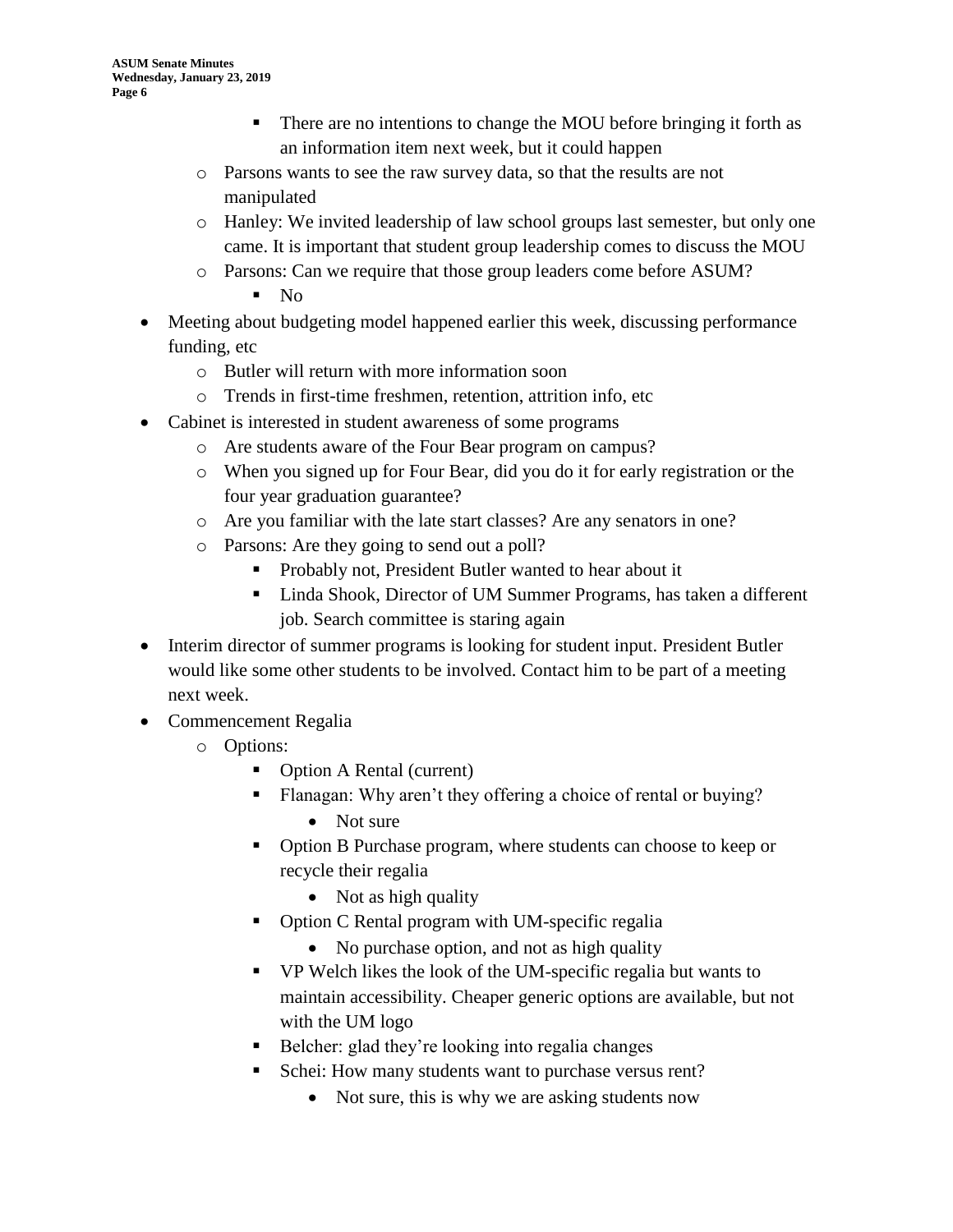- There are no intentions to change the MOU before bringing it forth as an information item next week, but it could happen
    - Parsons wants to see the raw survey data, so that the results are not manipulated
    - Hanley: We invited leadership of law school groups last semester, but only one came. It is important that student group leadership comes to discuss the MOU
    - Parsons: Can we require that those group leaders come before ASUM?
        - No
- Meeting about budgeting model happened earlier this week, discussing performance funding, etc
    - Butler will return with more information soon
    - Trends in first-time freshmen, retention, attrition info, etc
- Cabinet is interested in student awareness of some programs
    - Are students aware of the Four Bear program on campus?
    - When you signed up for Four Bear, did you do it for early registration or the four year graduation guarantee?
    - Are you familiar with the late start classes? Are any senators in one?
    - Parsons: Are they going to send out a poll?
        - Probably not, President Butler wanted to hear about it
        - Linda Shook, Director of UM Summer Programs, has taken a different job. Search committee is staring again
- Interim director of summer programs is looking for student input. President Butler would like some other students to be involved. Contact him to be part of a meeting next week.
- Commencement Regalia
    - Options:
        - Option A Rental (current)
        - Flanagan: Why aren't they offering a choice of rental or buying?
            - Not sure
        - Option B Purchase program, where students can choose to keep or recycle their regalia
            - Not as high quality
        - Option C Rental program with UM-specific regalia
            - No purchase option, and not as high quality
        - VP Welch likes the look of the UM-specific regalia but wants to maintain accessibility. Cheaper generic options are available, but not with the UM logo
        - Belcher: glad they're looking into regalia changes
        - Schei: How many students want to purchase versus rent?
            - Not sure, this is why we are asking students now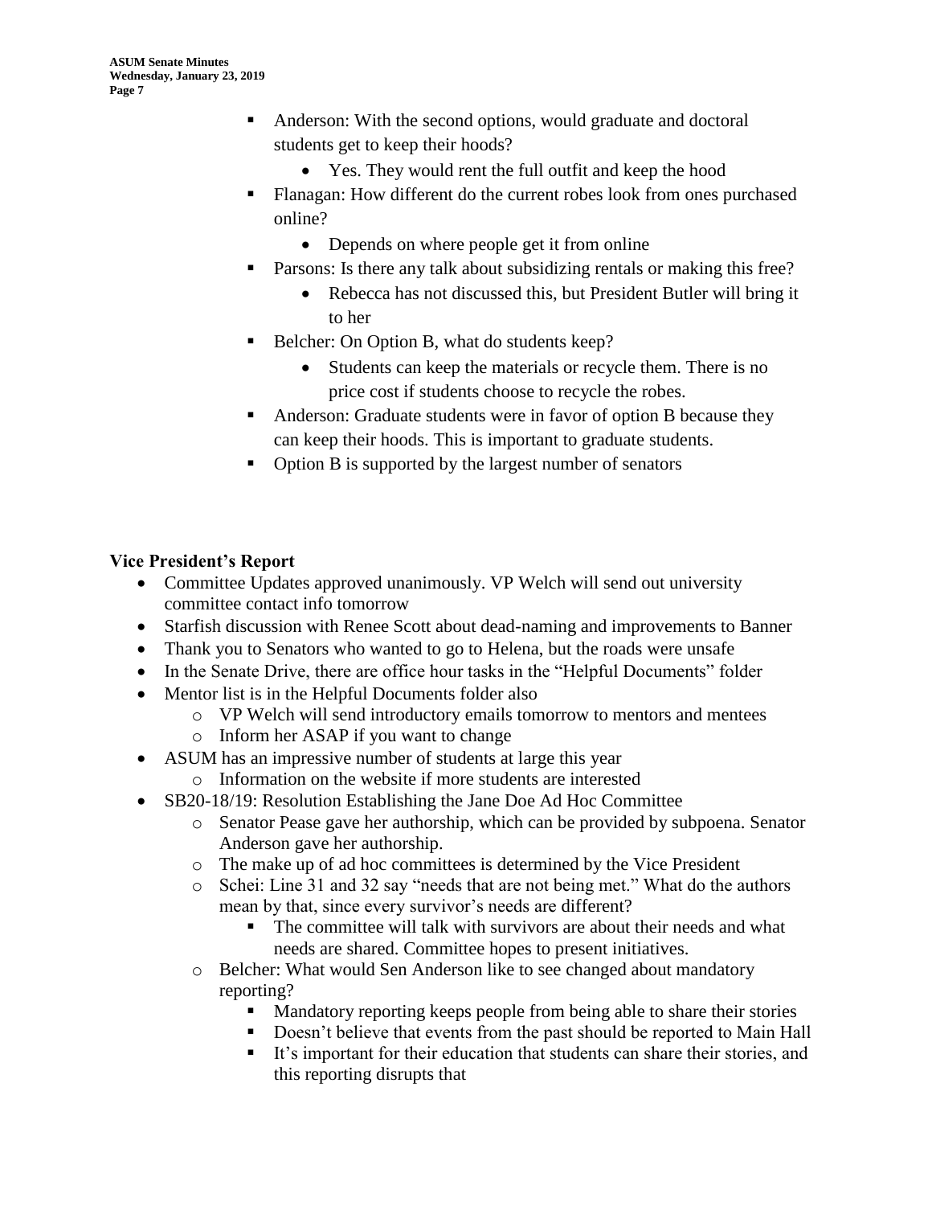- Anderson: With the second options, would graduate and doctoral students get to keep their hoods?
  - Yes. They would rent the full outfit and keep the hood
- Flanagan: How different do the current robes look from ones purchased online?
  - Depends on where people get it from online
- Parsons: Is there any talk about subsidizing rentals or making this free?
  - Rebecca has not discussed this, but President Butler will bring it to her
- Belcher: On Option B, what do students keep?
  - Students can keep the materials or recycle them. There is no price cost if students choose to recycle the robes.
- Anderson: Graduate students were in favor of option B because they can keep their hoods. This is important to graduate students.
- Option B is supported by the largest number of senators

## Vice President's Report

- Committee Updates approved unanimously. VP Welch will send out university committee contact info tomorrow
- Starfish discussion with Renee Scott about dead-naming and improvements to Banner
- Thank you to Senators who wanted to go to Helena, but the roads were unsafe
- In the Senate Drive, there are office hour tasks in the "Helpful Documents" folder
- Mentor list is in the Helpful Documents folder also
  - VP Welch will send introductory emails tomorrow to mentors and mentees
  - Inform her ASAP if you want to change
- ASUM has an impressive number of students at large this year
  - Information on the website if more students are interested
- SB20-18/19: Resolution Establishing the Jane Doe Ad Hoc Committee
  - Senator Pease gave her authorship, which can be provided by subpoena. Senator Anderson gave her authorship.
  - The make up of ad hoc committees is determined by the Vice President
  - Schei: Line 31 and 32 say "needs that are not being met." What do the authors mean by that, since every survivor's needs are different?
    - The committee will talk with survivors are about their needs and what needs are shared. Committee hopes to present initiatives.
  - Belcher: What would Sen Anderson like to see changed about mandatory reporting?
    - Mandatory reporting keeps people from being able to share their stories
    - Doesn't believe that events from the past should be reported to Main Hall
    - It's important for their education that students can share their stories, and this reporting disrupts that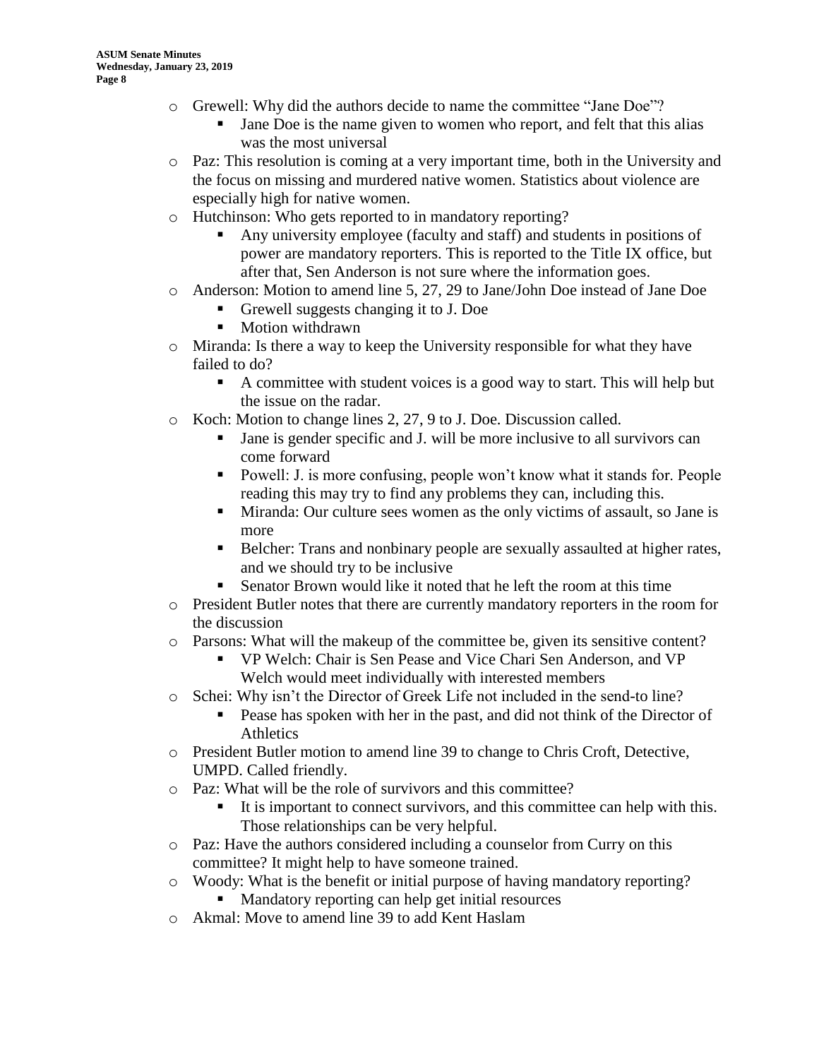- Grewell: Why did the authors decide to name the committee "Jane Doe"?
    - Jane Doe is the name given to women who report, and felt that this alias was the most universal
- Paz: This resolution is coming at a very important time, both in the University and the focus on missing and murdered native women. Statistics about violence are especially high for native women.
- Hutchinson: Who gets reported to in mandatory reporting?
    - Any university employee (faculty and staff) and students in positions of power are mandatory reporters. This is reported to the Title IX office, but after that, Sen Anderson is not sure where the information goes.
- Anderson: Motion to amend line 5, 27, 29 to Jane/John Doe instead of Jane Doe
    - Grewell suggests changing it to J. Doe
    - Motion withdrawn
- Miranda: Is there a way to keep the University responsible for what they have failed to do?
    - A committee with student voices is a good way to start. This will help but the issue on the radar.
- Koch: Motion to change lines 2, 27, 9 to J. Doe. Discussion called.
    - Jane is gender specific and J. will be more inclusive to all survivors can come forward
    - Powell: J. is more confusing, people won't know what it stands for. People reading this may try to find any problems they can, including this.
    - Miranda: Our culture sees women as the only victims of assault, so Jane is more
    - Belcher: Trans and nonbinary people are sexually assaulted at higher rates, and we should try to be inclusive
    - Senator Brown would like it noted that he left the room at this time
- President Butler notes that there are currently mandatory reporters in the room for the discussion
- Parsons: What will the makeup of the committee be, given its sensitive content?
    - VP Welch: Chair is Sen Pease and Vice Chari Sen Anderson, and VP Welch would meet individually with interested members
- Schei: Why isn't the Director of Greek Life not included in the send-to line?
    - Pease has spoken with her in the past, and did not think of the Director of Athletics
- President Butler motion to amend line 39 to change to Chris Croft, Detective, UMPD. Called friendly.
- Paz: What will be the role of survivors and this committee?
    - It is important to connect survivors, and this committee can help with this. Those relationships can be very helpful.
- Paz: Have the authors considered including a counselor from Curry on this committee? It might help to have someone trained.
- Woody: What is the benefit or initial purpose of having mandatory reporting?
    - Mandatory reporting can help get initial resources
- Akmal: Move to amend line 39 to add Kent Haslam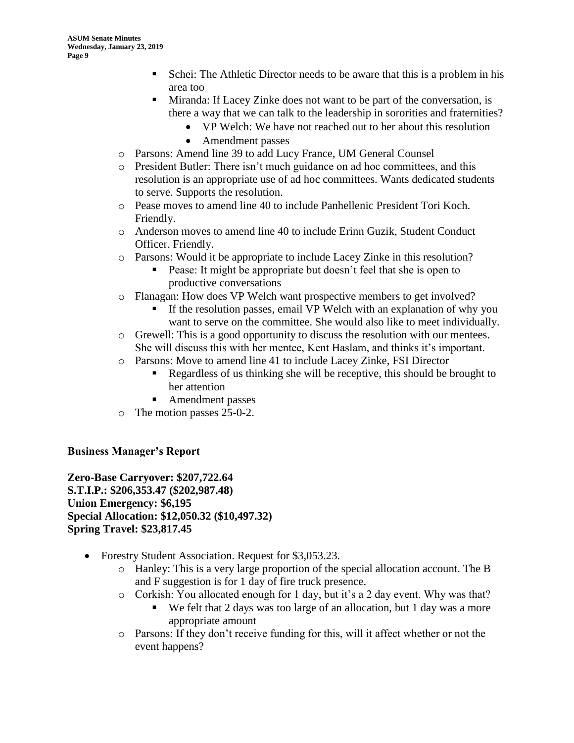- Schei: The Athletic Director needs to be aware that this is a problem in his area too
   - Miranda: If Lacey Zinke does not want to be part of the conversation, is there a way that we can talk to the leadership in sororities and fraternities?
     - VP Welch: We have not reached out to her about this resolution
     - Amendment passes
 - Parsons: Amend line 39 to add Lucy France, UM General Counsel
 - President Butler: There isn't much guidance on ad hoc committees, and this resolution is an appropriate use of ad hoc committees. Wants dedicated students to serve. Supports the resolution.
 - Pease moves to amend line 40 to include Panhellenic President Tori Koch. Friendly.
 - Anderson moves to amend line 40 to include Erinn Guzik, Student Conduct Officer. Friendly.
 - Parsons: Would it be appropriate to include Lacey Zinke in this resolution?
   - Pease: It might be appropriate but doesn't feel that she is open to productive conversations
 - Flanagan: How does VP Welch want prospective members to get involved?
   - If the resolution passes, email VP Welch with an explanation of why you want to serve on the committee. She would also like to meet individually.
 - Grewell: This is a good opportunity to discuss the resolution with our mentees. She will discuss this with her mentee, Kent Haslam, and thinks it's important.
 - Parsons: Move to amend line 41 to include Lacey Zinke, FSI Director
   - Regardless of us thinking she will be receptive, this should be brought to her attention
   - Amendment passes
 - The motion passes 25-0-2.

## Business Manager's Report

**Zero-Base Carryover: $207,722.64**
**S.T.I.P.: $206,353.47 ($202,987.48)**
**Union Emergency: $6,195**
**Special Allocation: $12,050.32 ($10,497.32)**
**Spring Travel: $23,817.45**

- Forestry Student Association. Request for $3,053.23.
  - Hanley: This is a very large proportion of the special allocation account. The B and F suggestion is for 1 day of fire truck presence.
  - Corkish: You allocated enough for 1 day, but it's a 2 day event. Why was that?
    - We felt that 2 days was too large of an allocation, but 1 day was a more appropriate amount
  - Parsons: If they don't receive funding for this, will it affect whether or not the event happens?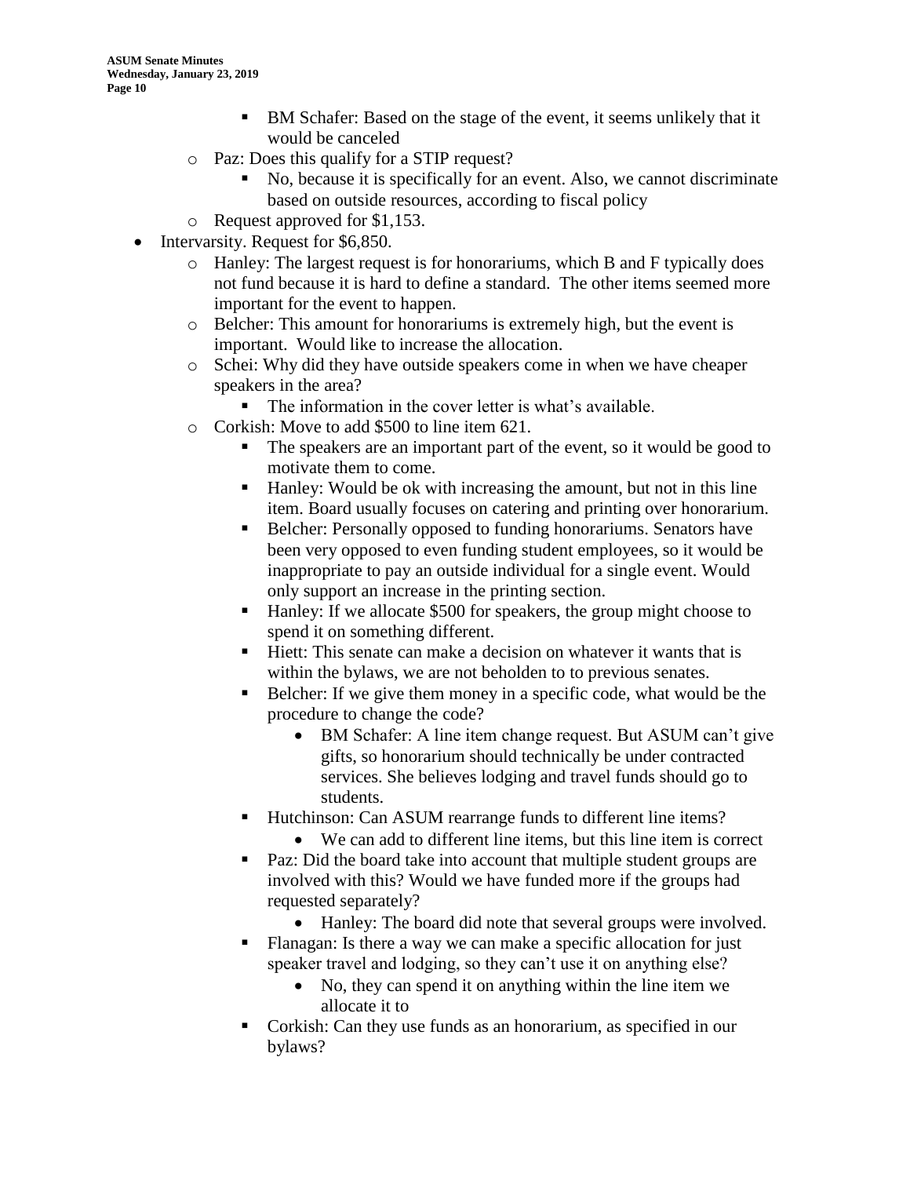- BM Schafer: Based on the stage of the event, it seems unlikely that it would be canceled
    - Paz: Does this qualify for a STIP request?
      - No, because it is specifically for an event. Also, we cannot discriminate based on outside resources, according to fiscal policy
    - Request approved for $1,153.
- Intervarsity. Request for $6,850.
    - Hanley: The largest request is for honorariums, which B and F typically does not fund because it is hard to define a standard. The other items seemed more important for the event to happen.
    - Belcher: This amount for honorariums is extremely high, but the event is important. Would like to increase the allocation.
    - Schei: Why did they have outside speakers come in when we have cheaper speakers in the area?
      - The information in the cover letter is what's available.
    - Corkish: Move to add $500 to line item 621.
      - The speakers are an important part of the event, so it would be good to motivate them to come.
      - Hanley: Would be ok with increasing the amount, but not in this line item. Board usually focuses on catering and printing over honorarium.
      - Belcher: Personally opposed to funding honorariums. Senators have been very opposed to even funding student employees, so it would be inappropriate to pay an outside individual for a single event. Would only support an increase in the printing section.
      - Hanley: If we allocate $500 for speakers, the group might choose to spend it on something different.
      - Hiett: This senate can make a decision on whatever it wants that is within the bylaws, we are not beholden to to previous senates.
      - Belcher: If we give them money in a specific code, what would be the procedure to change the code?
        - BM Schafer: A line item change request. But ASUM can't give gifts, so honorarium should technically be under contracted services. She believes lodging and travel funds should go to students.
      - Hutchinson: Can ASUM rearrange funds to different line items?
        - We can add to different line items, but this line item is correct
      - Paz: Did the board take into account that multiple student groups are involved with this? Would we have funded more if the groups had requested separately?
        - Hanley: The board did note that several groups were involved.
      - Flanagan: Is there a way we can make a specific allocation for just speaker travel and lodging, so they can't use it on anything else?
        - No, they can spend it on anything within the line item we allocate it to
      - Corkish: Can they use funds as an honorarium, as specified in our bylaws?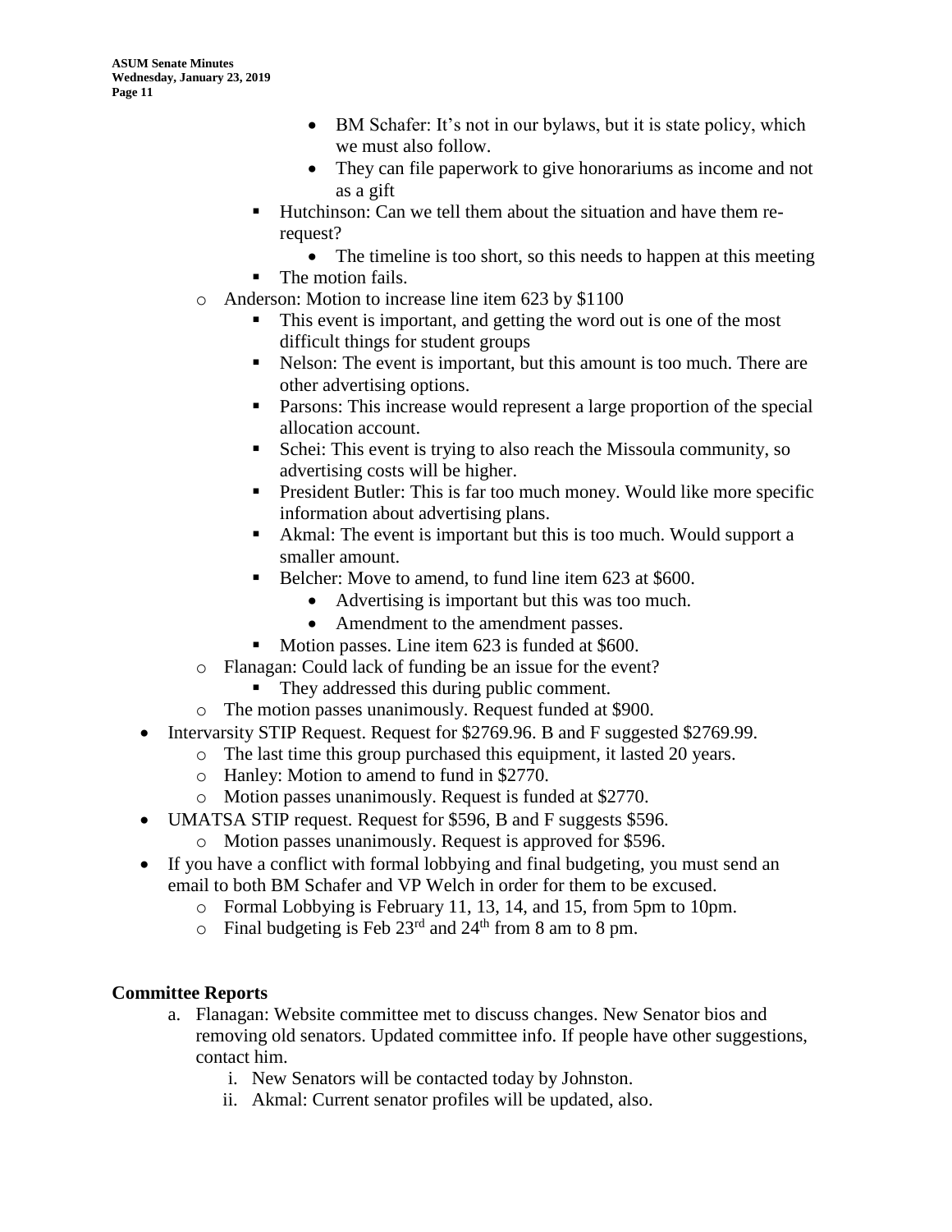- BM Schafer: It's not in our bylaws, but it is state policy, which we must also follow.
- They can file paperwork to give honorariums as income and not as a gift
  - Hutchinson: Can we tell them about the situation and have them re-request?
    - The timeline is too short, so this needs to happen at this meeting
  - The motion fails.
- Anderson: Motion to increase line item 623 by $1100
  - This event is important, and getting the word out is one of the most difficult things for student groups
  - Nelson: The event is important, but this amount is too much. There are other advertising options.
  - Parsons: This increase would represent a large proportion of the special allocation account.
  - Schei: This event is trying to also reach the Missoula community, so advertising costs will be higher.
  - President Butler: This is far too much money. Would like more specific information about advertising plans.
  - Akmal: The event is important but this is too much. Would support a smaller amount.
  - Belcher: Move to amend, to fund line item 623 at $600.
    - Advertising is important but this was too much.
    - Amendment to the amendment passes.
  - Motion passes. Line item 623 is funded at $600.
- Flanagan: Could lack of funding be an issue for the event?
  - They addressed this during public comment.
- The motion passes unanimously. Request funded at $900.

- Intervarsity STIP Request. Request for $2769.96. B and F suggested $2769.99.
  - The last time this group purchased this equipment, it lasted 20 years.
  - Hanley: Motion to amend to fund in $2770.
  - Motion passes unanimously. Request is funded at $2770.
- UMATSA STIP request. Request for $596, B and F suggests $596.
  - Motion passes unanimously. Request is approved for $596.
- If you have a conflict with formal lobbying and final budgeting, you must send an email to both BM Schafer and VP Welch in order for them to be excused.
  - Formal Lobbying is February 11, 13, 14, and 15, from 5pm to 10pm.
  - Final budgeting is Feb 23rd and 24th from 8 am to 8 pm.

## Committee Reports

a. Flanagan: Website committee met to discuss changes. New Senator bios and removing old senators. Updated committee info. If people have other suggestions, contact him.
   i. New Senators will be contacted today by Johnston.
   ii. Akmal: Current senator profiles will be updated, also.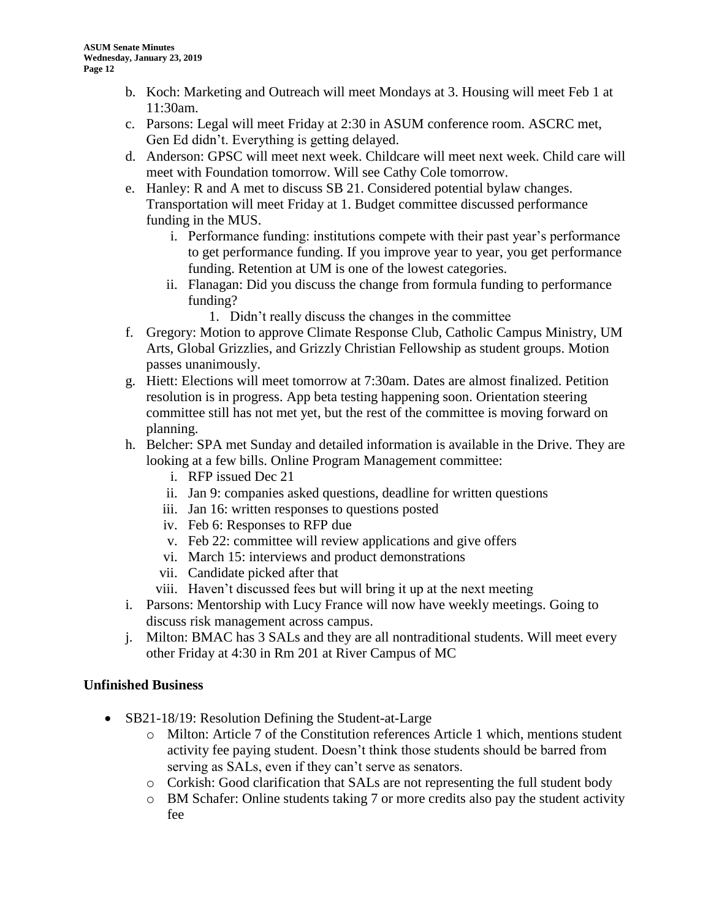b. Koch: Marketing and Outreach will meet Mondays at 3. Housing will meet Feb 1 at 11:30am.

c. Parsons: Legal will meet Friday at 2:30 in ASUM conference room. ASCRC met, Gen Ed didn't. Everything is getting delayed.

d. Anderson: GPSC will meet next week. Childcare will meet next week. Child care will meet with Foundation tomorrow. Will see Cathy Cole tomorrow.

e. Hanley: R and A met to discuss SB 21. Considered potential bylaw changes. Transportation will meet Friday at 1. Budget committee discussed performance funding in the MUS.
   - i. Performance funding: institutions compete with their past year's performance to get performance funding. If you improve year to year, you get performance funding. Retention at UM is one of the lowest categories.
   - ii. Flanagan: Did you discuss the change from formula funding to performance funding?
     1. Didn't really discuss the changes in the committee

f. Gregory: Motion to approve Climate Response Club, Catholic Campus Ministry, UM Arts, Global Grizzlies, and Grizzly Christian Fellowship as student groups. Motion passes unanimously.

g. Hiett: Elections will meet tomorrow at 7:30am. Dates are almost finalized. Petition resolution is in progress. App beta testing happening soon. Orientation steering committee still has not met yet, but the rest of the committee is moving forward on planning.

h. Belcher: SPA met Sunday and detailed information is available in the Drive. They are looking at a few bills. Online Program Management committee:
   - i. RFP issued Dec 21
   - ii. Jan 9: companies asked questions, deadline for written questions
   - iii. Jan 16: written responses to questions posted
   - iv. Feb 6: Responses to RFP due
   - v. Feb 22: committee will review applications and give offers
   - vi. March 15: interviews and product demonstrations
   - vii. Candidate picked after that
   - viii. Haven't discussed fees but will bring it up at the next meeting

i. Parsons: Mentorship with Lucy France will now have weekly meetings. Going to discuss risk management across campus.

j. Milton: BMAC has 3 SALs and they are all nontraditional students. Will meet every other Friday at 4:30 in Rm 201 at River Campus of MC

## Unfinished Business

- SB21-18/19: Resolution Defining the Student-at-Large
  - Milton: Article 7 of the Constitution references Article 1 which, mentions student activity fee paying student. Doesn't think those students should be barred from serving as SALs, even if they can't serve as senators.
  - Corkish: Good clarification that SALs are not representing the full student body
  - BM Schafer: Online students taking 7 or more credits also pay the student activity fee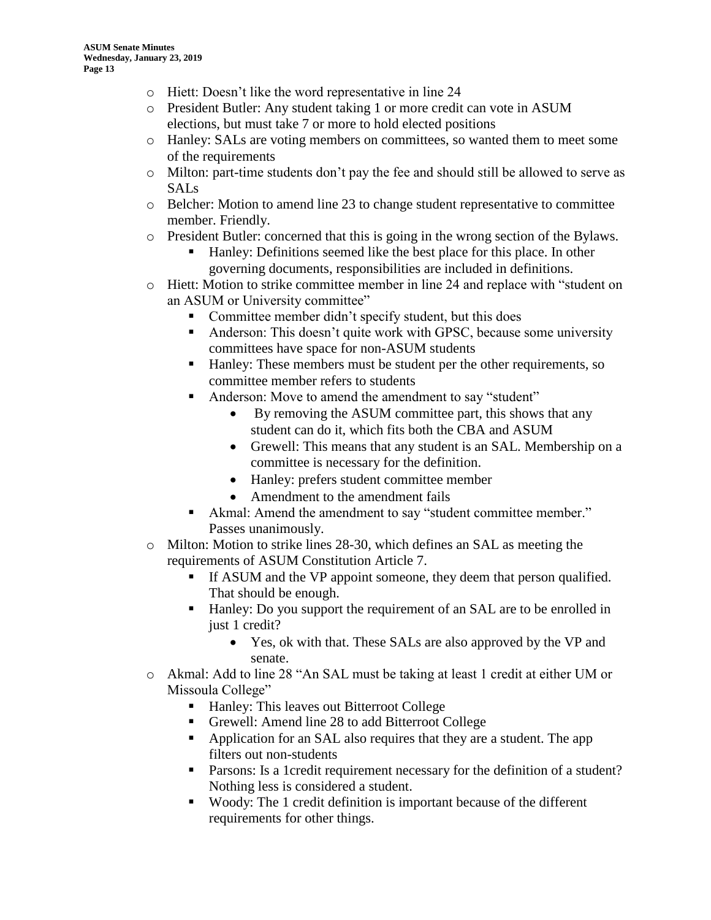- Hiett: Doesn't like the word representative in line 24
- President Butler: Any student taking 1 or more credit can vote in ASUM elections, but must take 7 or more to hold elected positions
- Hanley: SALs are voting members on committees, so wanted them to meet some of the requirements
- Milton: part-time students don't pay the fee and should still be allowed to serve as SALs
- Belcher: Motion to amend line 23 to change student representative to committee member. Friendly.
- President Butler: concerned that this is going in the wrong section of the Bylaws.
  - Hanley: Definitions seemed like the best place for this place. In other governing documents, responsibilities are included in definitions.
- Hiett: Motion to strike committee member in line 24 and replace with "student on an ASUM or University committee"
  - Committee member didn't specify student, but this does
  - Anderson: This doesn't quite work with GPSC, because some university committees have space for non-ASUM students
  - Hanley: These members must be student per the other requirements, so committee member refers to students
  - Anderson: Move to amend the amendment to say "student"
    - By removing the ASUM committee part, this shows that any student can do it, which fits both the CBA and ASUM
    - Grewell: This means that any student is an SAL. Membership on a committee is necessary for the definition.
    - Hanley: prefers student committee member
    - Amendment to the amendment fails
  - Akmal: Amend the amendment to say "student committee member." Passes unanimously.
- Milton: Motion to strike lines 28-30, which defines an SAL as meeting the requirements of ASUM Constitution Article 7.
  - If ASUM and the VP appoint someone, they deem that person qualified. That should be enough.
  - Hanley: Do you support the requirement of an SAL are to be enrolled in just 1 credit?
    - Yes, ok with that. These SALs are also approved by the VP and senate.
- Akmal: Add to line 28 "An SAL must be taking at least 1 credit at either UM or Missoula College"
  - Hanley: This leaves out Bitterroot College
  - Grewell: Amend line 28 to add Bitterroot College
  - Application for an SAL also requires that they are a student. The app filters out non-students
  - Parsons: Is a 1credit requirement necessary for the definition of a student? Nothing less is considered a student.
  - Woody: The 1 credit definition is important because of the different requirements for other things.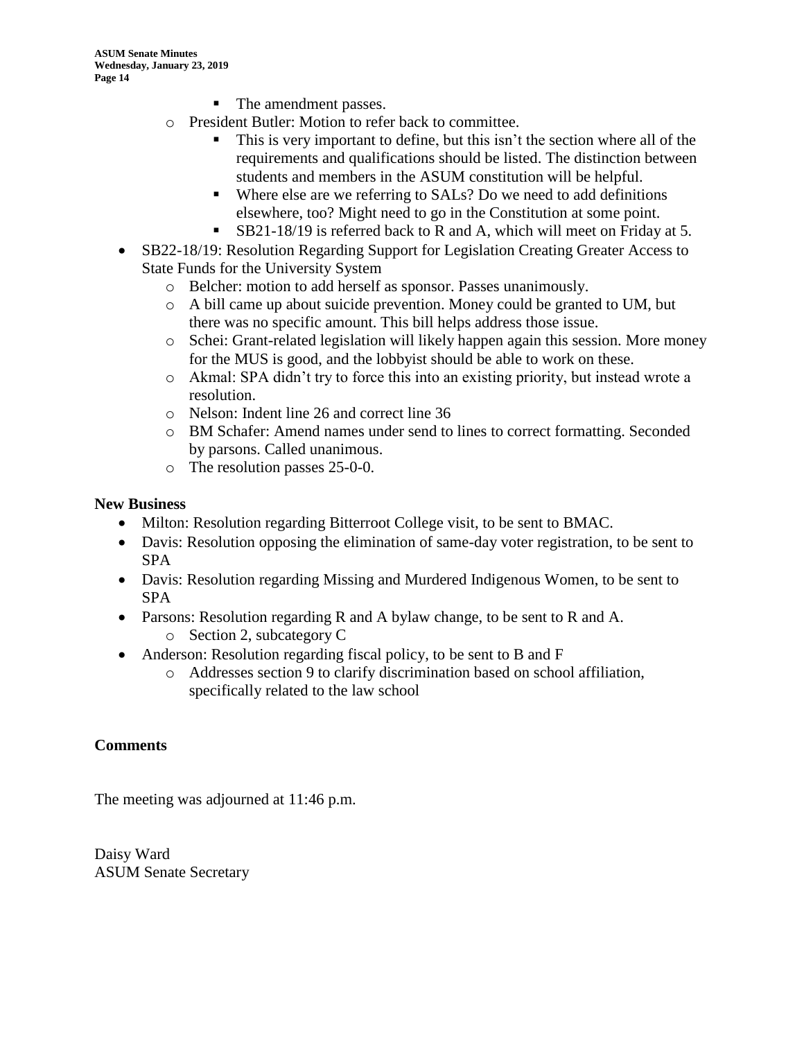- The amendment passes.
    - President Butler: Motion to refer back to committee.
      - This is very important to define, but this isn't the section where all of the requirements and qualifications should be listed. The distinction between students and members in the ASUM constitution will be helpful.
      - Where else are we referring to SALs? Do we need to add definitions elsewhere, too? Might need to go in the Constitution at some point.
      - SB21-18/19 is referred back to R and A, which will meet on Friday at 5.
- SB22-18/19: Resolution Regarding Support for Legislation Creating Greater Access to State Funds for the University System
    - Belcher: motion to add herself as sponsor. Passes unanimously.
    - A bill came up about suicide prevention. Money could be granted to UM, but there was no specific amount. This bill helps address those issue.
    - Schei: Grant-related legislation will likely happen again this session. More money for the MUS is good, and the lobbyist should be able to work on these.
    - Akmal: SPA didn't try to force this into an existing priority, but instead wrote a resolution.
    - Nelson: Indent line 26 and correct line 36
    - BM Schafer: Amend names under send to lines to correct formatting. Seconded by parsons. Called unanimous.
    - The resolution passes 25-0-0.

**New Business**

- Milton: Resolution regarding Bitterroot College visit, to be sent to BMAC.
- Davis: Resolution opposing the elimination of same-day voter registration, to be sent to SPA
- Davis: Resolution regarding Missing and Murdered Indigenous Women, to be sent to SPA
- Parsons: Resolution regarding R and A bylaw change, to be sent to R and A.
    - Section 2, subcategory C
- Anderson: Resolution regarding fiscal policy, to be sent to B and F
    - Addresses section 9 to clarify discrimination based on school affiliation, specifically related to the law school

**Comments**

The meeting was adjourned at 11:46 p.m.

Daisy Ward
ASUM Senate Secretary